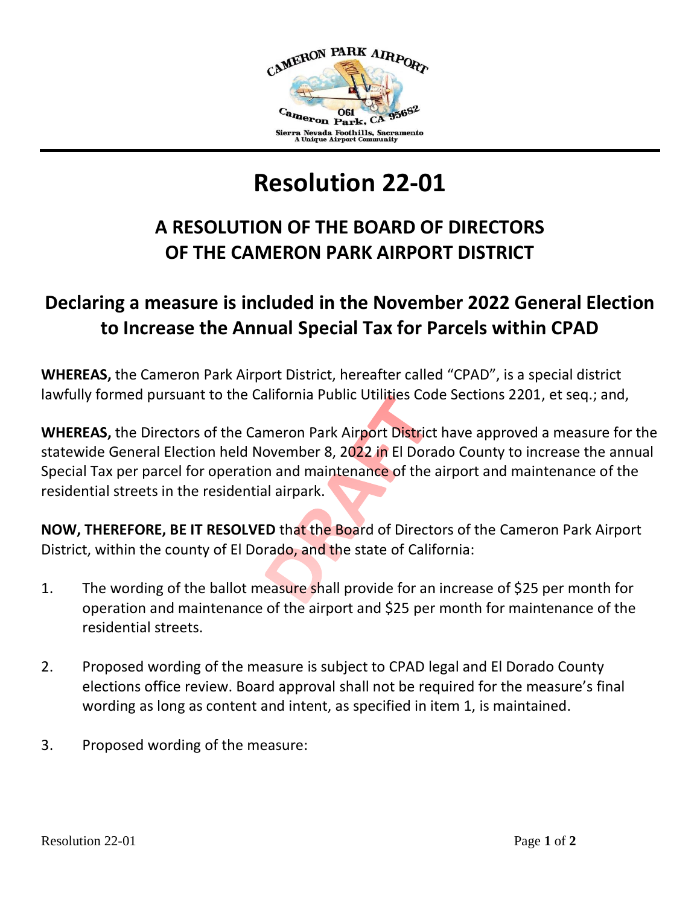# Resolution 22-01

## A RESOLUTION OF THE BOARD OF DIRECTORS OF THE CAMERON PARK AIRPORT DISTRICT

## Declaring a measure is included in the November 2022 General Election to Increase the Annual Special Tax for Parcels within CPAD

**WHEREAS,** the Cameron Park Airport District, hereafter called "CPAD", is a special district lawfully formed pursuant to the California Public Utilities Code Sections 2201, et seq.; and,

**WHEREAS,** the Directors of the Cameron Park Airport District have approved a measure for the statewide General Election held November 8, 2022 in El Dorado County to increase the annual Special Tax per parcel for operation and maintenance of the airport and maintenance of the residential streets in the residential airpark.

**NOW, THEREFORE, BE IT RESOLVED** that the Board of Directors of the Cameron Park Airport District, within the county of El Dorado, and the state of California:

1. The wording of the ballot measure shall provide for an increase of $25 per month for operation and maintenance of the airport and $25 per month for maintenance of the residential streets.

2. Proposed wording of the measure is subject to CPAD legal and El Dorado County elections office review. Board approval shall not be required for the measure's final wording as long as content and intent, as specified in item 1, is maintained.

3. Proposed wording of the measure: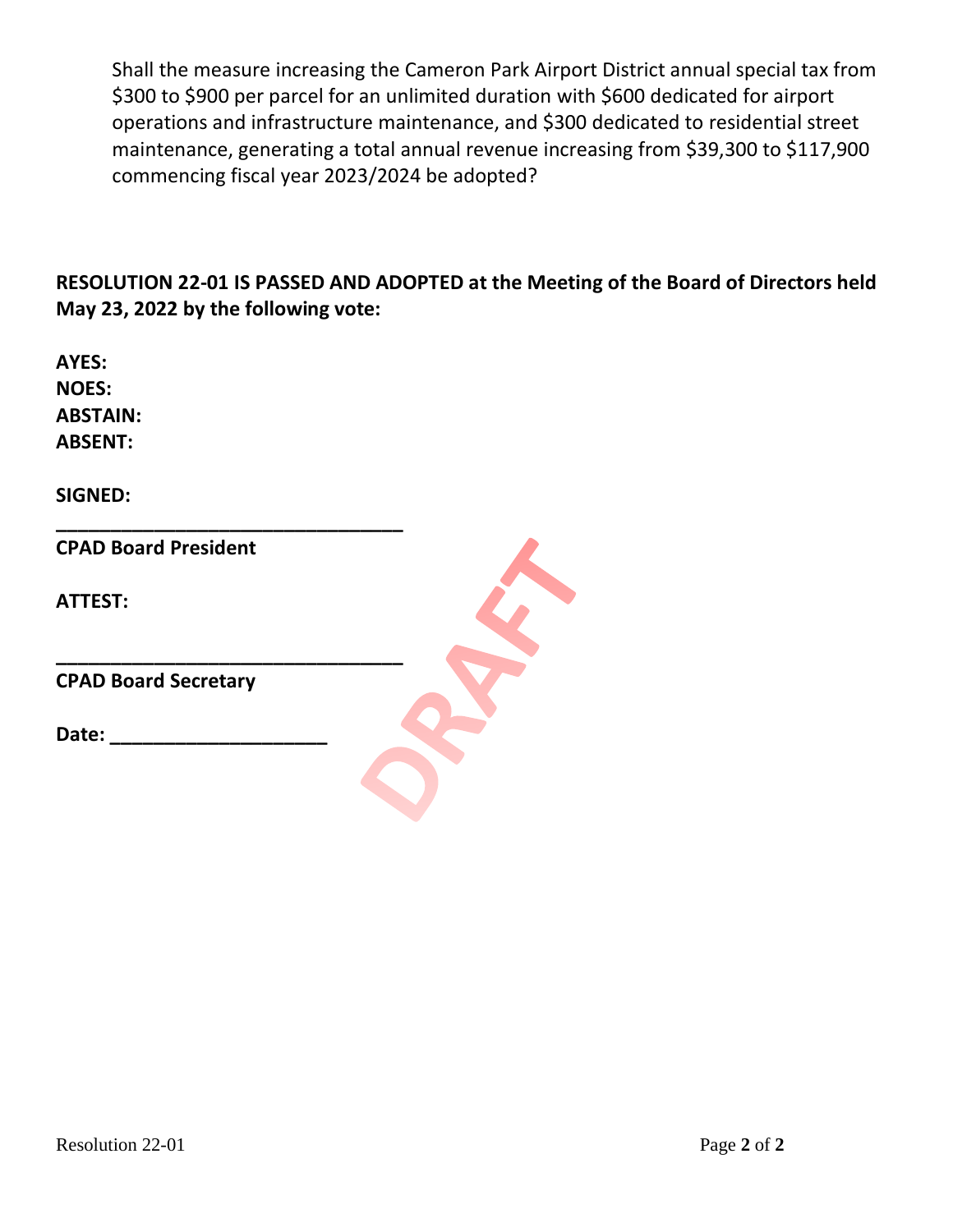Shall the measure increasing the Cameron Park Airport District annual special tax from $300 to $900 per parcel for an unlimited duration with $600 dedicated for airport operations and infrastructure maintenance, and $300 dedicated to residential street maintenance, generating a total annual revenue increasing from $39,300 to $117,900 commencing fiscal year 2023/2024 be adopted?

**RESOLUTION 22-01 IS PASSED AND ADOPTED at the Meeting of the Board of Directors held May 23, 2022 by the following vote:**

**AYES:**
**NOES:**
**ABSTAIN:**
**ABSENT:**

**SIGNED:**

________________________________
**CPAD Board President**

**ATTEST:**

________________________________
**CPAD Board Secretary**

**Date:** ____________________

DRAFT